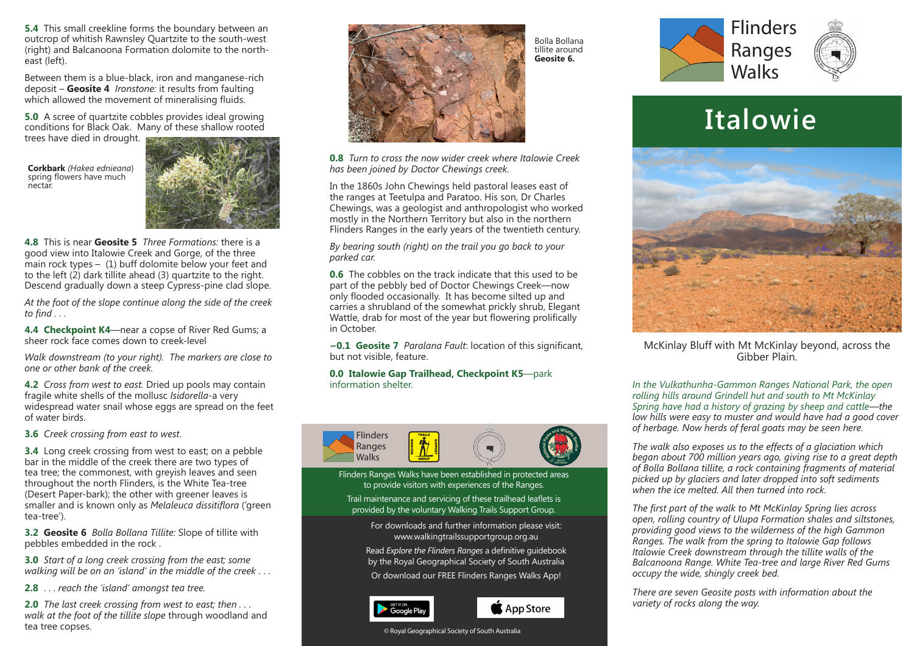**5.4** This small creekline forms the boundary between an outcrop of whitish Rawnsley Quartzite to the south-west (right) and Balcanoona Formation dolomite to the north-east (left).

Between them is a blue-black, iron and manganese-rich deposit – **Geosite 4** *Ironstone:* it results from faulting which allowed the movement of mineralising fluids.

**5.0** A scree of quartzite cobbles provides ideal growing conditions for Black Oak. Many of these shallow rooted trees have died in drought.

**Corkbark** *(Hakea ednieana)* spring flowers have much nectar.

**4.8** This is near **Geosite 5** *Three Formations:* there is a good view into Italowie Creek and Gorge, of the three main rock types – (1) buff dolomite below your feet and to the left (2) dark tillite ahead (3) quartzite to the right. Descend gradually down a steep Cypress-pine clad slope.

*At the foot of the slope continue along the side of the creek to find . . .*

**4.4 Checkpoint K4**—near a copse of River Red Gums; a sheer rock face comes down to creek-level

*Walk downstream (to your right). The markers are close to one or other bank of the creek.*

**4.2** *Cross from west to east.* Dried up pools may contain fragile white shells of the mollusc *Isidorella*-a very widespread water snail whose eggs are spread on the feet of water birds.

**3.6** *Creek crossing from east to west.*

**3.4** Long creek crossing from west to east; on a pebble bar in the middle of the creek there are two types of tea tree; the commonest, with greyish leaves and seen throughout the north Flinders, is the White Tea-tree (Desert Paper-bark); the other with greener leaves is smaller and is known only as *Melaleuca dissitiflora* ('green tea-tree').

**3.2 Geosite 6** *Bolla Bollana Tillite:* Slope of tillite with pebbles embedded in the rock .

**3.0** *Start of a long creek crossing from the east; some walking will be on an 'island' in the middle of the creek . . .*

**2.8** *. . . reach the 'island' amongst tea tree.*

**2.0** *The last creek crossing from west to east; then . . . walk at the foot of the tillite slope* through woodland and tea tree copses.

Bolla Bollana tillite around **Geosite 6.**

**0.8** *Turn to cross the now wider creek where Italowie Creek has been joined by Doctor Chewings creek.*

In the 1860s John Chewings held pastoral leases east of the ranges at Teetulpa and Paratoo. His son, Dr Charles Chewings, was a geologist and anthropologist who worked mostly in the Northern Territory but also in the northern Flinders Ranges in the early years of the twentieth century.

*By bearing south (right) on the trail you go back to your parked car.*

**0.6** The cobbles on the track indicate that this used to be part of the pebbly bed of Doctor Chewings Creek—now only flooded occasionally. It has become silted up and carries a shrubland of the somewhat prickly shrub, Elegant Wattle, drab for most of the year but flowering prolifically in October.

**~0.1 Geosite 7** *Paralana Fault*: location of this significant, but not visible, feature.

**0.0 Italowie Gap Trailhead, Checkpoint K5**—park information shelter.

Flinders Ranges Walks

Flinders Ranges Walks have been established in protected areas to provide visitors with experiences of the Ranges.

Trail maintenance and servicing of these trailhead leaflets is provided by the voluntary Walking Trails Support Group.

For downloads and further information please visit: www.walkingtrailssupportgroup.org.au

Read *Explore the Flinders Ranges* a definitive guidebook by the Royal Geographical Society of South Australia

Or download our FREE Flinders Ranges Walks App!

GET IT ON Google Play | App Store

© Royal Geographical Society of South Australia

Flinders Ranges Walks

# Italowie

McKinlay Bluff with Mt McKinlay beyond, across the Gibber Plain.

*In the Vulkathunha-Gammon Ranges National Park, the open rolling hills around Grindell hut and south to Mt McKinlay Spring have had a history of grazing by sheep and cattle—the low hills were easy to muster and would have had a good cover of herbage. Now herds of feral goats may be seen here.*

*The walk also exposes us to the effects of a glaciation which began about 700 million years ago, giving rise to a great depth of Bolla Bollana tillite, a rock containing fragments of material picked up by glaciers and later dropped into soft sediments when the ice melted. All then turned into rock.*

*The first part of the walk to Mt McKinlay Spring lies across open, rolling country of Ulupa Formation shales and siltstones, providing good views to the wilderness of the high Gammon Ranges. The walk from the spring to Italowie Gap follows Italowie Creek downstream through the tillite walls of the Balcanoona Range. White Tea-tree and large River Red Gums occupy the wide, shingly creek bed.*

*There are seven Geosite posts with information about the variety of rocks along the way.*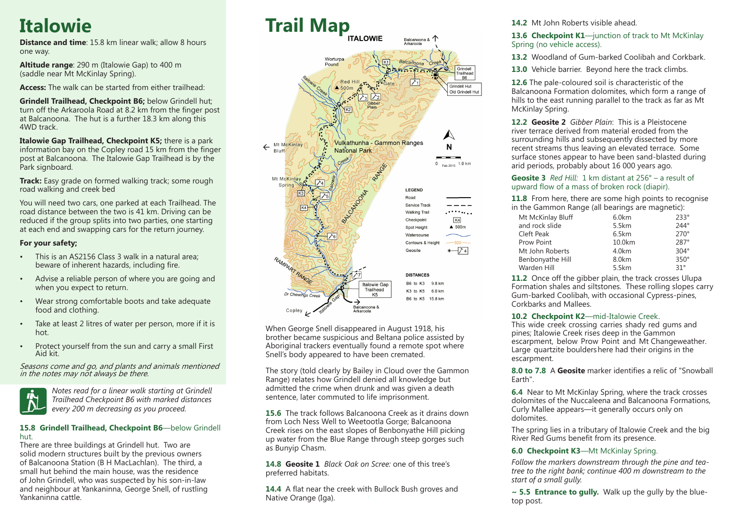# Italowie

**Distance and time**: 15.8 km linear walk; allow 8 hours one way.

**Altitude range**: 290 m (Italowie Gap) to 400 m (saddle near Mt McKinlay Spring).

**Access:** The walk can be started from either trailhead:

**Grindell Trailhead, Checkpoint B6;** below Grindell hut; turn off the Arkaroola Road at 8.2 km from the finger post at Balcanoona. The hut is a further 18.3 km along this 4WD track.

**Italowie Gap Trailhead, Checkpoint K5;** there is a park information bay on the Copley road 15 km from the finger post at Balcanoona. The Italowie Gap Trailhead is by the Park signboard.

**Track:** Easy grade on formed walking track; some rough road walking and creek bed

You will need two cars, one parked at each Trailhead. The road distance between the two is 41 km. Driving can be reduced if the group splits into two parties, one starting at each end and swapping cars for the return journey.

**For your safety;**

- This is an AS2156 Class 3 walk in a natural area; beware of inherent hazards, including fire.
- Advise a reliable person of where you are going and when you expect to return.
- Wear strong comfortable boots and take adequate food and clothing.
- Take at least 2 litres of water per person, more if it is hot.
- Protect yourself from the sun and carry a small First Aid kit.

*Seasons come and go, and plants and animals mentioned in the notes may not always be there.*

*Notes read for a linear walk starting at Grindell Trailhead Checkpoint B6 with marked distances every 200 m decreasing as you proceed.*

**15.8 Grindell Trailhead, Checkpoint B6**—below Grindell hut.
There are three buildings at Grindell hut. Two are solid modern structures built by the previous owners of Balcanoona Station (B H MacLachlan). The third, a small hut behind the main house, was the residence of John Grindell, who was suspected by his son-in-law and neighbour at Yankaninna, George Snell, of rustling Yankaninna cattle.

# Trail Map

ITALOWIE
Balcanoona & Arkaroola
Worturpa Pound
K1
Balcanoona Creek
Grindell Trailhead B6
Grindell Hut Old Grindell Hut
Italowie Creek
Red Hill 500m
Gate
1
3
2
Gibber Plain
K2
Mt McKinlay Bluff
Vulkathunha - Gammon Ranges National Park
N
0 Feb 2015 1.0 km
Creek
RANGE
Mt McKinlay Spring
K3
4
Italowie
5
K4
BALCANOONA
6
RAMPART RANGE
7
Italowie Gap Trailhead K5
Dr Chewings Creek
Italowie Gap
Copley
Balcanoona & Arkaroola

LEGEND
Road
Service Track
Walking Trail
Checkpoint K4
Spot Height 500m
Watercourse
Contours & Height 500
Geosite 4

DISTANCES
B6 to K3 9.8 km
K3 to K5 6.0 km
B6 to K5 15.8 km

When George Snell disappeared in August 1918, his brother became suspicious and Beltana police assisted by Aboriginal trackers eventually found a remote spot where Snell's body appeared to have been cremated.

The story (told clearly by Bailey in Cloud over the Gammon Range) relates how Grindell denied all knowledge but admitted the crime when drunk and was given a death sentence, later commuted to life imprisonment.

**15.6** The track follows Balcanoona Creek as it drains down from Loch Ness Well to Weetootla Gorge; Balcanoona Creek rises on the east slopes of Benbonyathe Hill picking up water from the Blue Range through steep gorges such as Bunyip Chasm.

**14.8 Geosite 1** *Black Oak on Scree:* one of this tree's preferred habitats.

**14.4** A flat near the creek with Bullock Bush groves and Native Orange (Iga).

**14.2** Mt John Roberts visible ahead.

**13.6 Checkpoint K1**—junction of track to Mt McKinlay Spring (no vehicle access).

**13.2** Woodland of Gum-barked Coolibah and Corkbark.

**13.0** Vehicle barrier. Beyond here the track climbs.

**12.6** The pale-coloured soil is characteristic of the Balcanoona Formation dolomites, which form a range of hills to the east running parallel to the track as far as Mt McKinlay Spring.

**12.2 Geosite 2** *Gibber Plain*: This is a Pleistocene river terrace derived from material eroded from the surrounding hills and subsequently dissected by more recent streams thus leaving an elevated terrace. Some surface stones appear to have been sand-blasted during arid periods, probably about 16 000 years ago.

**Geosite 3** *Red Hill:* 1 km distant at 256° – a result of upward flow of a mass of broken rock (diapir).

**11.8** From here, there are some high points to recognise in the Gammon Range (all bearings are magnetic):

| | | |
|---|---|---|
| Mt McKinlay Bluff and rock slide | 6.0km 5.5km | 233° 244° |
| Cleft Peak | 6.5km | 270° |
| Prow Point | 10.0km | 287° |
| Mt John Roberts | 4.0km | 304° |
| Benbonyathe Hill | 8.0km | 350° |
| Warden Hill | 5.5km | 31° |

**11.2** Once off the gibber plain, the track crosses Ulupa Formation shales and siltstones. These rolling slopes carry Gum-barked Coolibah, with occasional Cypress-pines, Corkbarks and Mallees.

**10.2 Checkpoint K2**—mid-Italowie Creek.
This wide creek crossing carries shady red gums and pines; Italowie Creek rises deep in the Gammon escarpment, below Prow Point and Mt Changeweather. Large quartzite boulders here had their origins in the escarpment.

**8.0 to 7.8** A **Geosite** marker identifies a relic of "Snowball Earth".

**6.4** Near to Mt McKinlay Spring, where the track crosses dolomites of the Nuccaleena and Balcanoona Formations, Curly Mallee appears—it generally occurs only on dolomites.

The spring lies in a tributary of Italowie Creek and the big River Red Gums benefit from its presence.

**6.0 Checkpoint K3**—Mt McKinlay Spring.

*Follow the markers downstream through the pine and tea-tree to the right bank; continue 400 m downstream to the start of a small gully.*

**~ 5.5 Entrance to gully.** Walk up the gully by the blue-top post.